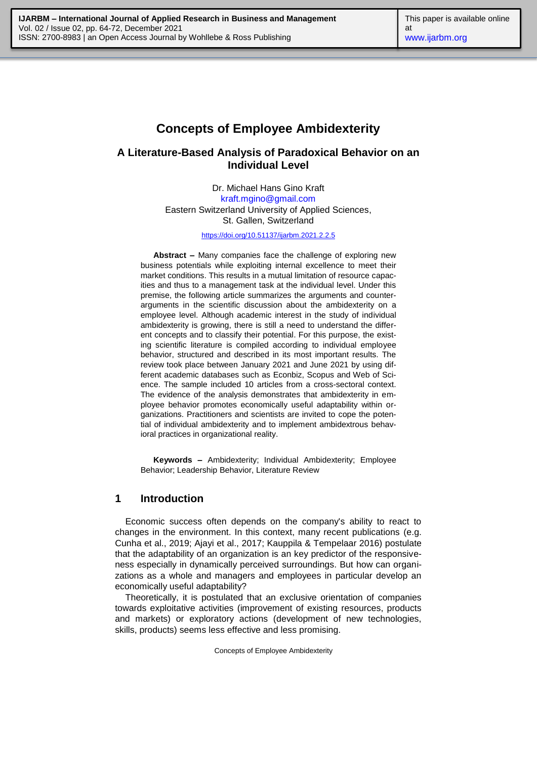# Concepts of Employee Ambidexterity

## A Literature-Based Analysis of Paradoxical Behavior on an Individual Level

Dr. Michael Hans Gino Kraft
kraft.mgino@gmail.com
Eastern Switzerland University of Applied Sciences,
St. Gallen, Switzerland

https://doi.org/10.51137/ijarbm.2021.2.2.5

**Abstract –** Many companies face the challenge of exploring new business potentials while exploiting internal excellence to meet their market conditions. This results in a mutual limitation of resource capacities and thus to a management task at the individual level. Under this premise, the following article summarizes the arguments and counter-arguments in the scientific discussion about the ambidexterity on a employee level. Although academic interest in the study of individual ambidexterity is growing, there is still a need to understand the different concepts and to classify their potential. For this purpose, the existing scientific literature is compiled according to individual employee behavior, structured and described in its most important results. The review took place between January 2021 and June 2021 by using different academic databases such as Econbiz, Scopus and Web of Science. The sample included 10 articles from a cross-sectoral context. The evidence of the analysis demonstrates that ambidexterity in employee behavior promotes economically useful adaptability within organizations. Practitioners and scientists are invited to cope the potential of individual ambidexterity and to implement ambidextrous behavioral practices in organizational reality.

**Keywords –** Ambidexterity; Individual Ambidexterity; Employee Behavior; Leadership Behavior, Literature Review

## 1 Introduction

Economic success often depends on the company's ability to react to changes in the environment. In this context, many recent publications (e.g. Cunha et al., 2019; Ajayi et al., 2017; Kauppila & Tempelaar 2016) postulate that the adaptability of an organization is an key predictor of the responsiveness especially in dynamically perceived surroundings. But how can organizations as a whole and managers and employees in particular develop an economically useful adaptability?

Theoretically, it is postulated that an exclusive orientation of companies towards exploitative activities (improvement of existing resources, products and markets) or exploratory actions (development of new technologies, skills, products) seems less effective and less promising.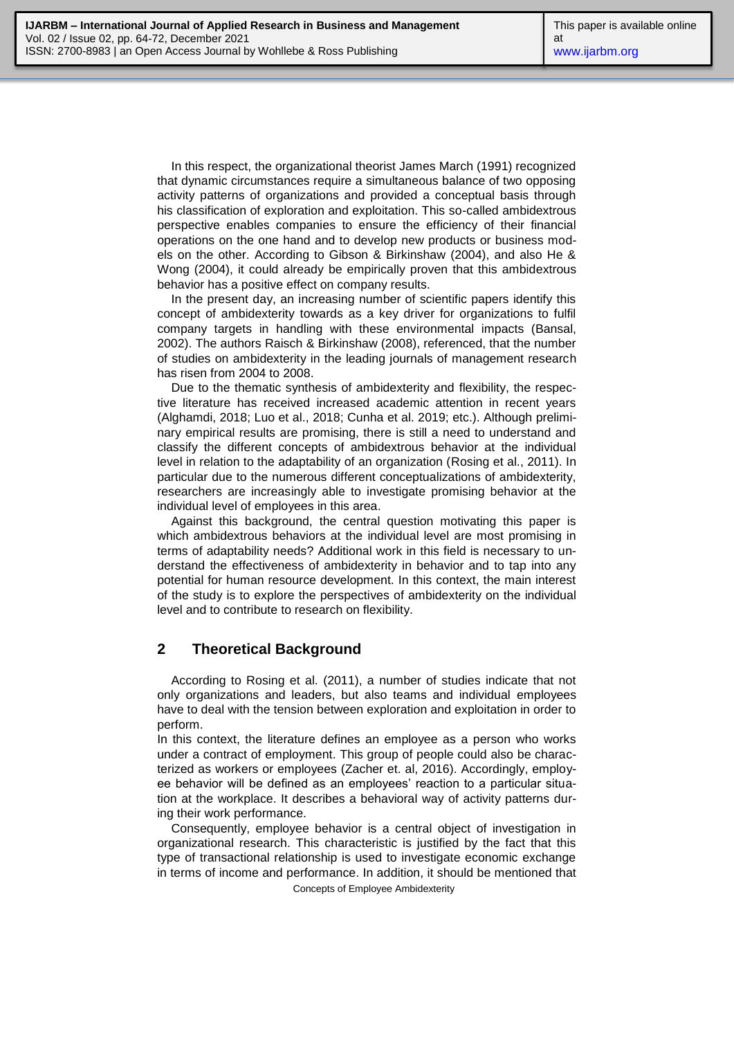In this respect, the organizational theorist James March (1991) recognized that dynamic circumstances require a simultaneous balance of two opposing activity patterns of organizations and provided a conceptual basis through his classification of exploration and exploitation. This so-called ambidextrous perspective enables companies to ensure the efficiency of their financial operations on the one hand and to develop new products or business models on the other. According to Gibson & Birkinshaw (2004), and also He & Wong (2004), it could already be empirically proven that this ambidextrous behavior has a positive effect on company results.

In the present day, an increasing number of scientific papers identify this concept of ambidexterity towards as a key driver for organizations to fulfil company targets in handling with these environmental impacts (Bansal, 2002). The authors Raisch & Birkinshaw (2008), referenced, that the number of studies on ambidexterity in the leading journals of management research has risen from 2004 to 2008.

Due to the thematic synthesis of ambidexterity and flexibility, the respective literature has received increased academic attention in recent years (Alghamdi, 2018; Luo et al., 2018; Cunha et al. 2019; etc.). Although preliminary empirical results are promising, there is still a need to understand and classify the different concepts of ambidextrous behavior at the individual level in relation to the adaptability of an organization (Rosing et al., 2011). In particular due to the numerous different conceptualizations of ambidexterity, researchers are increasingly able to investigate promising behavior at the individual level of employees in this area.

Against this background, the central question motivating this paper is which ambidextrous behaviors at the individual level are most promising in terms of adaptability needs? Additional work in this field is necessary to understand the effectiveness of ambidexterity in behavior and to tap into any potential for human resource development. In this context, the main interest of the study is to explore the perspectives of ambidexterity on the individual level and to contribute to research on flexibility.

## 2 Theoretical Background

According to Rosing et al. (2011), a number of studies indicate that not only organizations and leaders, but also teams and individual employees have to deal with the tension between exploration and exploitation in order to perform.

In this context, the literature defines an employee as a person who works under a contract of employment. This group of people could also be characterized as workers or employees (Zacher et. al, 2016). Accordingly, employee behavior will be defined as an employees' reaction to a particular situation at the workplace. It describes a behavioral way of activity patterns during their work performance.

Consequently, employee behavior is a central object of investigation in organizational research. This characteristic is justified by the fact that this type of transactional relationship is used to investigate economic exchange in terms of income and performance. In addition, it should be mentioned that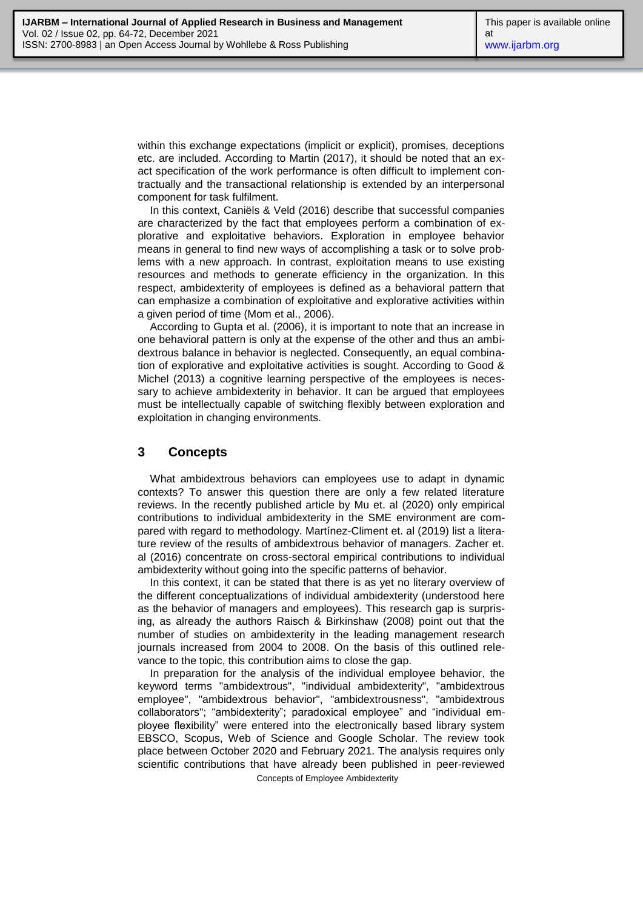within this exchange expectations (implicit or explicit), promises, deceptions etc. are included. According to Martin (2017), it should be noted that an exact specification of the work performance is often difficult to implement contractually and the transactional relationship is extended by an interpersonal component for task fulfilment.

In this context, Caniëls & Veld (2016) describe that successful companies are characterized by the fact that employees perform a combination of explorative and exploitative behaviors. Exploration in employee behavior means in general to find new ways of accomplishing a task or to solve problems with a new approach. In contrast, exploitation means to use existing resources and methods to generate efficiency in the organization. In this respect, ambidexterity of employees is defined as a behavioral pattern that can emphasize a combination of exploitative and explorative activities within a given period of time (Mom et al., 2006).

According to Gupta et al. (2006), it is important to note that an increase in one behavioral pattern is only at the expense of the other and thus an ambidextrous balance in behavior is neglected. Consequently, an equal combination of explorative and exploitative activities is sought. According to Good & Michel (2013) a cognitive learning perspective of the employees is necessary to achieve ambidexterity in behavior. It can be argued that employees must be intellectually capable of switching flexibly between exploration and exploitation in changing environments.

## 3 Concepts

What ambidextrous behaviors can employees use to adapt in dynamic contexts? To answer this question there are only a few related literature reviews. In the recently published article by Mu et. al (2020) only empirical contributions to individual ambidexterity in the SME environment are compared with regard to methodology. Martínez-Climent et. al (2019) list a literature review of the results of ambidextrous behavior of managers. Zacher et. al (2016) concentrate on cross-sectoral empirical contributions to individual ambidexterity without going into the specific patterns of behavior.

In this context, it can be stated that there is as yet no literary overview of the different conceptualizations of individual ambidexterity (understood here as the behavior of managers and employees). This research gap is surprising, as already the authors Raisch & Birkinshaw (2008) point out that the number of studies on ambidexterity in the leading management research journals increased from 2004 to 2008. On the basis of this outlined relevance to the topic, this contribution aims to close the gap.

In preparation for the analysis of the individual employee behavior, the keyword terms "ambidextrous", "individual ambidexterity", "ambidextrous employee", "ambidextrous behavior", "ambidextrousness", "ambidextrous collaborators"; "ambidexterity"; paradoxical employee" and "individual employee flexibility" were entered into the electronically based library system EBSCO, Scopus, Web of Science and Google Scholar. The review took place between October 2020 and February 2021. The analysis requires only scientific contributions that have already been published in peer-reviewed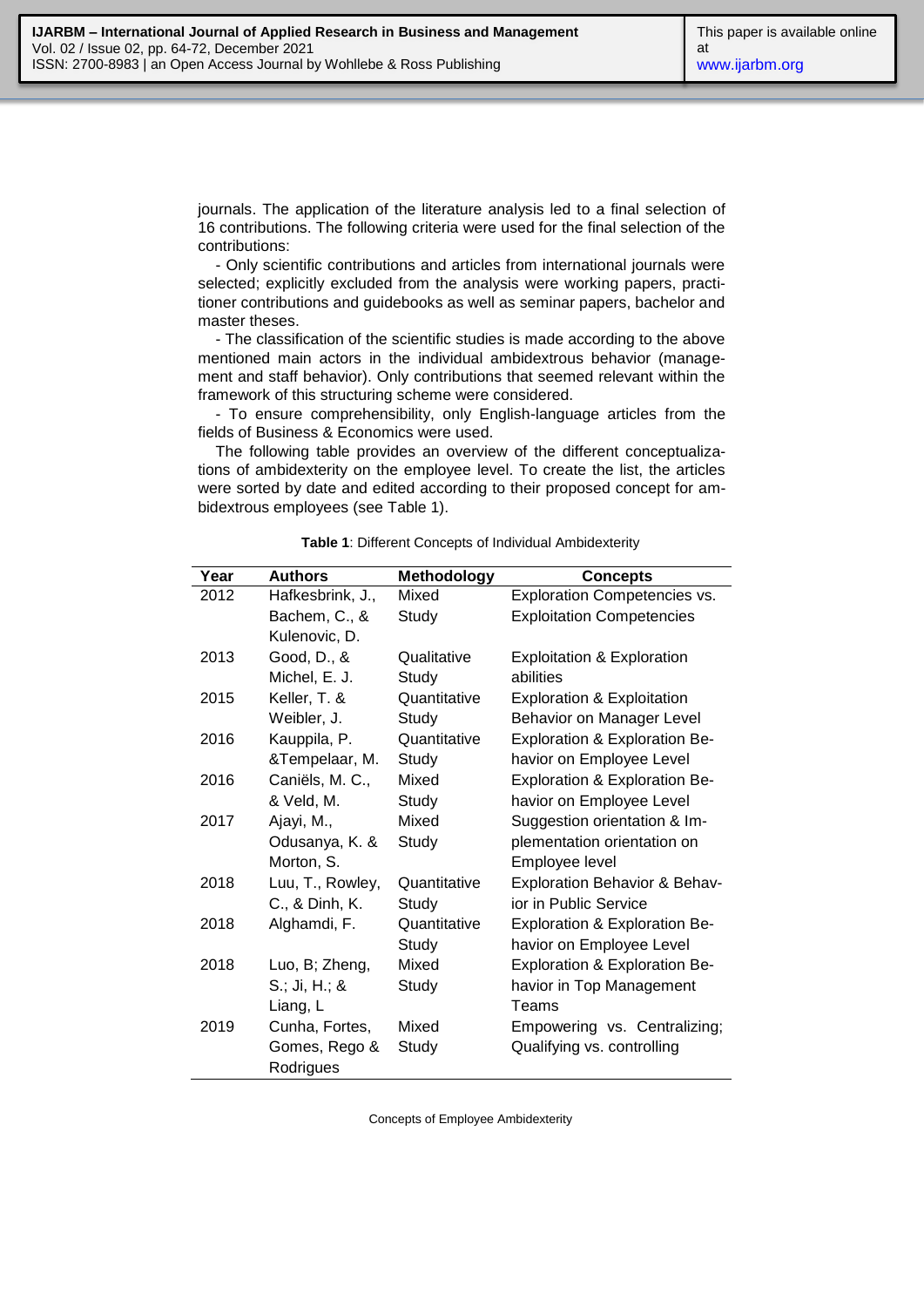journals. The application of the literature analysis led to a final selection of 16 contributions. The following criteria were used for the final selection of the contributions:

- Only scientific contributions and articles from international journals were selected; explicitly excluded from the analysis were working papers, practitioner contributions and guidebooks as well as seminar papers, bachelor and master theses.

- The classification of the scientific studies is made according to the above mentioned main actors in the individual ambidextrous behavior (management and staff behavior). Only contributions that seemed relevant within the framework of this structuring scheme were considered.

- To ensure comprehensibility, only English-language articles from the fields of Business & Economics were used.

The following table provides an overview of the different conceptualizations of ambidexterity on the employee level. To create the list, the articles were sorted by date and edited according to their proposed concept for ambidextrous employees (see Table 1).

**Table 1**: Different Concepts of Individual Ambidexterity

| Year | Authors | Methodology | Concepts |
|---|---|---|---|
| 2012 | Hafkesbrink, J., Bachem, C., & Kulenovic, D. | Mixed Study | Exploration Competencies vs. Exploitation Competencies |
| 2013 | Good, D., & Michel, E. J. | Qualitative Study | Exploitation & Exploration abilities |
| 2015 | Keller, T. & Weibler, J. | Quantitative Study | Exploration & Exploitation Behavior on Manager Level |
| 2016 | Kauppila, P. &Tempelaar, M. | Quantitative Study | Exploration & Exploration Behavior on Employee Level |
| 2016 | Caniëls, M. C., & Veld, M. | Mixed Study | Exploration & Exploration Behavior on Employee Level |
| 2017 | Ajayi, M., Odusanya, K. & Morton, S. | Mixed Study | Suggestion orientation & Implementation orientation on Employee level |
| 2018 | Luu, T., Rowley, C., & Dinh, K. | Quantitative Study | Exploration Behavior & Behavior in Public Service |
| 2018 | Alghamdi, F. | Quantitative Study | Exploration & Exploration Behavior on Employee Level |
| 2018 | Luo, B; Zheng, S.; Ji, H.; & Liang, L | Mixed Study | Exploration & Exploration Behavior in Top Management Teams |
| 2019 | Cunha, Fortes, Gomes, Rego & Rodrigues | Mixed Study | Empowering vs. Centralizing; Qualifying vs. controlling |

Concepts of Employee Ambidexterity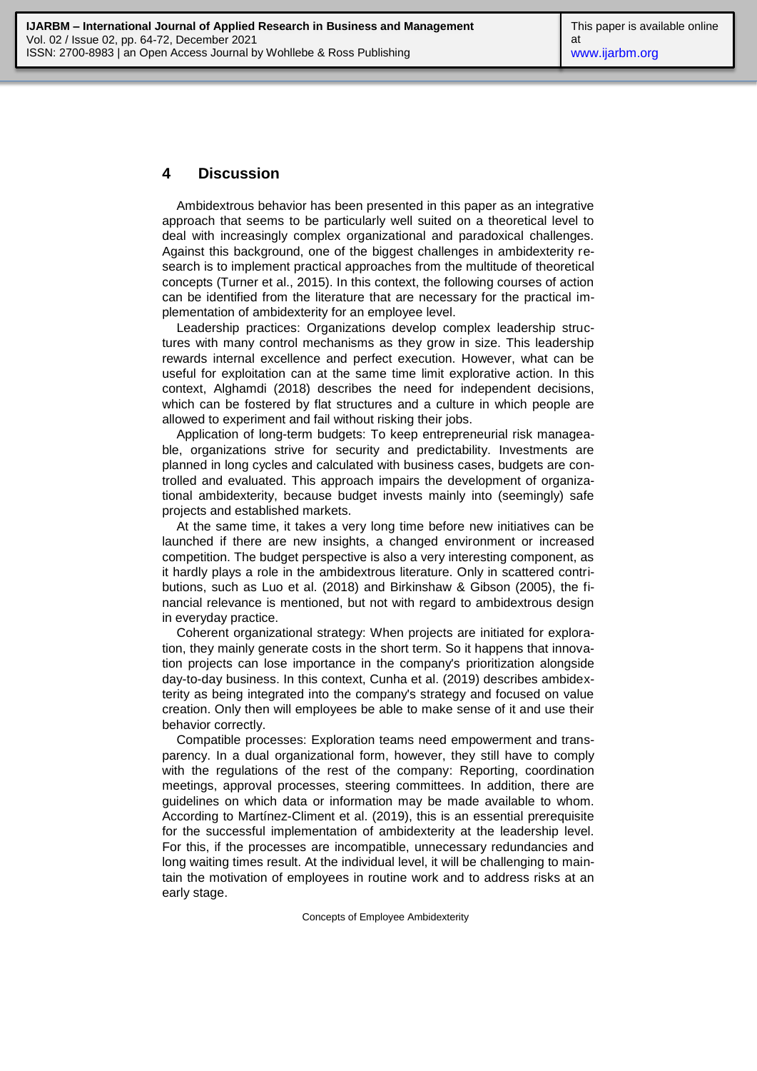## 4 Discussion

Ambidextrous behavior has been presented in this paper as an integrative approach that seems to be particularly well suited on a theoretical level to deal with increasingly complex organizational and paradoxical challenges. Against this background, one of the biggest challenges in ambidexterity research is to implement practical approaches from the multitude of theoretical concepts (Turner et al., 2015). In this context, the following courses of action can be identified from the literature that are necessary for the practical implementation of ambidexterity for an employee level.

Leadership practices: Organizations develop complex leadership structures with many control mechanisms as they grow in size. This leadership rewards internal excellence and perfect execution. However, what can be useful for exploitation can at the same time limit explorative action. In this context, Alghamdi (2018) describes the need for independent decisions, which can be fostered by flat structures and a culture in which people are allowed to experiment and fail without risking their jobs.

Application of long-term budgets: To keep entrepreneurial risk manageable, organizations strive for security and predictability. Investments are planned in long cycles and calculated with business cases, budgets are controlled and evaluated. This approach impairs the development of organizational ambidexterity, because budget invests mainly into (seemingly) safe projects and established markets.

At the same time, it takes a very long time before new initiatives can be launched if there are new insights, a changed environment or increased competition. The budget perspective is also a very interesting component, as it hardly plays a role in the ambidextrous literature. Only in scattered contributions, such as Luo et al. (2018) and Birkinshaw & Gibson (2005), the financial relevance is mentioned, but not with regard to ambidextrous design in everyday practice.

Coherent organizational strategy: When projects are initiated for exploration, they mainly generate costs in the short term. So it happens that innovation projects can lose importance in the company's prioritization alongside day-to-day business. In this context, Cunha et al. (2019) describes ambidexterity as being integrated into the company's strategy and focused on value creation. Only then will employees be able to make sense of it and use their behavior correctly.

Compatible processes: Exploration teams need empowerment and transparency. In a dual organizational form, however, they still have to comply with the regulations of the rest of the company: Reporting, coordination meetings, approval processes, steering committees. In addition, there are guidelines on which data or information may be made available to whom. According to Martínez-Climent et al. (2019), this is an essential prerequisite for the successful implementation of ambidexterity at the leadership level. For this, if the processes are incompatible, unnecessary redundancies and long waiting times result. At the individual level, it will be challenging to maintain the motivation of employees in routine work and to address risks at an early stage.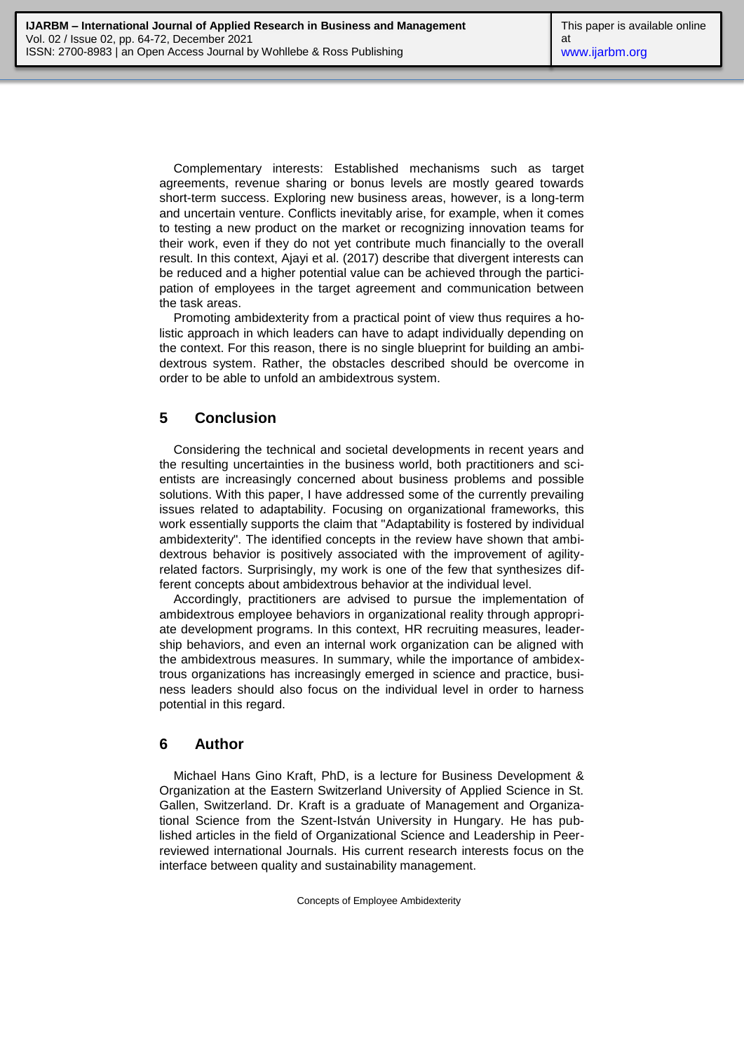Complementary interests: Established mechanisms such as target agreements, revenue sharing or bonus levels are mostly geared towards short-term success. Exploring new business areas, however, is a long-term and uncertain venture. Conflicts inevitably arise, for example, when it comes to testing a new product on the market or recognizing innovation teams for their work, even if they do not yet contribute much financially to the overall result. In this context, Ajayi et al. (2017) describe that divergent interests can be reduced and a higher potential value can be achieved through the participation of employees in the target agreement and communication between the task areas.

Promoting ambidexterity from a practical point of view thus requires a holistic approach in which leaders can have to adapt individually depending on the context. For this reason, there is no single blueprint for building an ambidextrous system. Rather, the obstacles described should be overcome in order to be able to unfold an ambidextrous system.

## 5 Conclusion

Considering the technical and societal developments in recent years and the resulting uncertainties in the business world, both practitioners and scientists are increasingly concerned about business problems and possible solutions. With this paper, I have addressed some of the currently prevailing issues related to adaptability. Focusing on organizational frameworks, this work essentially supports the claim that "Adaptability is fostered by individual ambidexterity". The identified concepts in the review have shown that ambidextrous behavior is positively associated with the improvement of agility-related factors. Surprisingly, my work is one of the few that synthesizes different concepts about ambidextrous behavior at the individual level.

Accordingly, practitioners are advised to pursue the implementation of ambidextrous employee behaviors in organizational reality through appropriate development programs. In this context, HR recruiting measures, leadership behaviors, and even an internal work organization can be aligned with the ambidextrous measures. In summary, while the importance of ambidextrous organizations has increasingly emerged in science and practice, business leaders should also focus on the individual level in order to harness potential in this regard.

## 6 Author

Michael Hans Gino Kraft, PhD, is a lecture for Business Development & Organization at the Eastern Switzerland University of Applied Science in St. Gallen, Switzerland. Dr. Kraft is a graduate of Management and Organizational Science from the Szent-István University in Hungary. He has published articles in the field of Organizational Science and Leadership in Peer-reviewed international Journals. His current research interests focus on the interface between quality and sustainability management.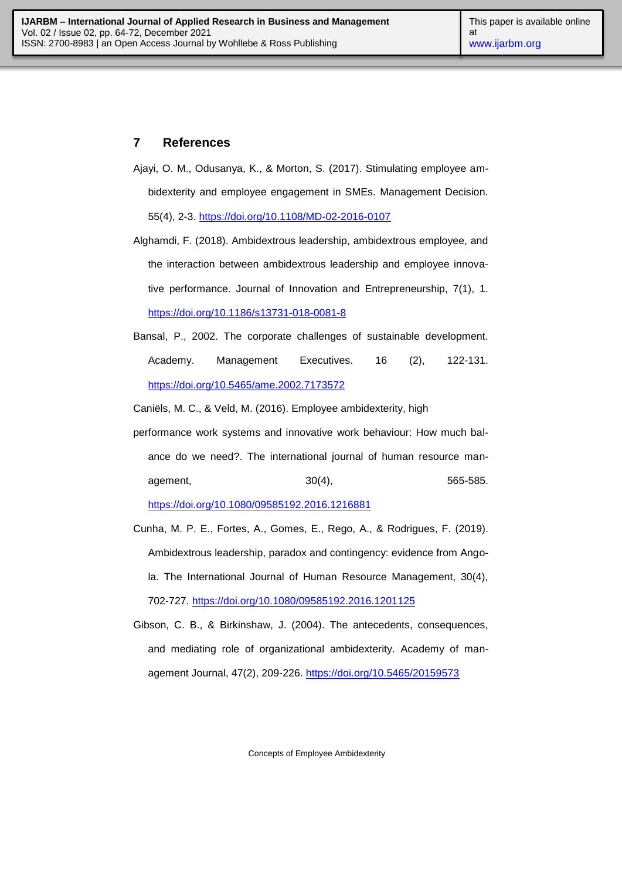## 7 References

Ajayi, O. M., Odusanya, K., & Morton, S. (2017). Stimulating employee ambidexterity and employee engagement in SMEs. Management Decision. 55(4), 2-3. https://doi.org/10.1108/MD-02-2016-0107

Alghamdi, F. (2018). Ambidextrous leadership, ambidextrous employee, and the interaction between ambidextrous leadership and employee innovative performance. Journal of Innovation and Entrepreneurship, 7(1), 1. https://doi.org/10.1186/s13731-018-0081-8

Bansal, P., 2002. The corporate challenges of sustainable development. Academy. Management Executives. 16 (2), 122-131. https://doi.org/10.5465/ame.2002.7173572

Caniëls, M. C., & Veld, M. (2016). Employee ambidexterity, high performance work systems and innovative work behaviour: How much balance do we need?. The international journal of human resource management, 30(4), 565-585. https://doi.org/10.1080/09585192.2016.1216881

Cunha, M. P. E., Fortes, A., Gomes, E., Rego, A., & Rodrigues, F. (2019). Ambidextrous leadership, paradox and contingency: evidence from Angola. The International Journal of Human Resource Management, 30(4), 702-727. https://doi.org/10.1080/09585192.2016.1201125

Gibson, C. B., & Birkinshaw, J. (2004). The antecedents, consequences, and mediating role of organizational ambidexterity. Academy of management Journal, 47(2), 209-226. https://doi.org/10.5465/20159573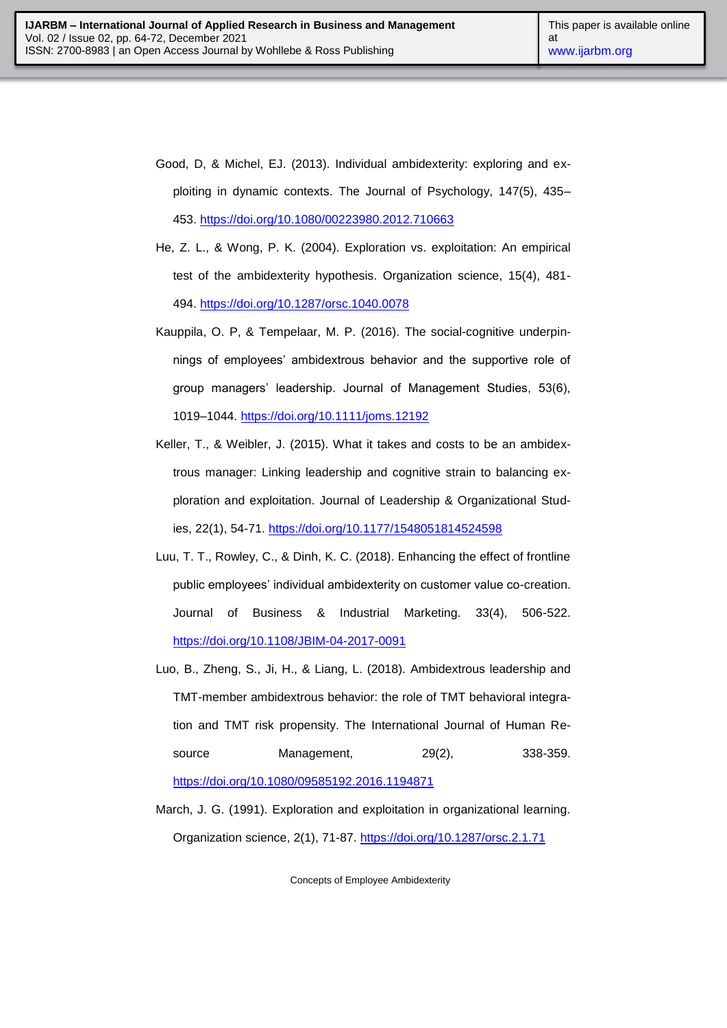Good, D, & Michel, EJ. (2013). Individual ambidexterity: exploring and exploiting in dynamic contexts. The Journal of Psychology, 147(5), 435–453. https://doi.org/10.1080/00223980.2012.710663

He, Z. L., & Wong, P. K. (2004). Exploration vs. exploitation: An empirical test of the ambidexterity hypothesis. Organization science, 15(4), 481-494. https://doi.org/10.1287/orsc.1040.0078

Kauppila, O. P, & Tempelaar, M. P. (2016). The social-cognitive underpinnings of employees' ambidextrous behavior and the supportive role of group managers' leadership. Journal of Management Studies, 53(6), 1019–1044. https://doi.org/10.1111/joms.12192

Keller, T., & Weibler, J. (2015). What it takes and costs to be an ambidextrous manager: Linking leadership and cognitive strain to balancing exploration and exploitation. Journal of Leadership & Organizational Studies, 22(1), 54-71. https://doi.org/10.1177/1548051814524598

Luu, T. T., Rowley, C., & Dinh, K. C. (2018). Enhancing the effect of frontline public employees' individual ambidexterity on customer value co-creation. Journal of Business & Industrial Marketing. 33(4), 506-522. https://doi.org/10.1108/JBIM-04-2017-0091

Luo, B., Zheng, S., Ji, H., & Liang, L. (2018). Ambidextrous leadership and TMT-member ambidextrous behavior: the role of TMT behavioral integration and TMT risk propensity. The International Journal of Human Resource Management, 29(2), 338-359. https://doi.org/10.1080/09585192.2016.1194871

March, J. G. (1991). Exploration and exploitation in organizational learning. Organization science, 2(1), 71-87. https://doi.org/10.1287/orsc.2.1.71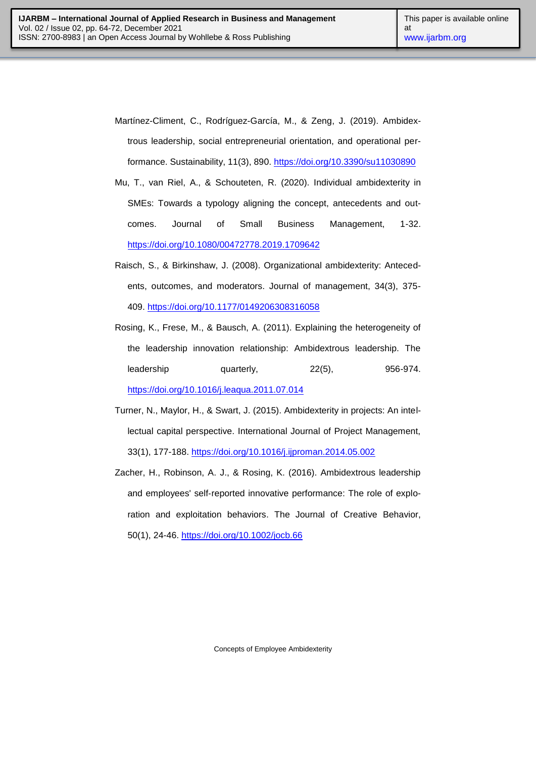Martínez-Climent, C., Rodríguez-García, M., & Zeng, J. (2019). Ambidextrous leadership, social entrepreneurial orientation, and operational performance. Sustainability, 11(3), 890. https://doi.org/10.3390/su11030890

Mu, T., van Riel, A., & Schouteten, R. (2020). Individual ambidexterity in SMEs: Towards a typology aligning the concept, antecedents and outcomes. Journal of Small Business Management, 1-32. https://doi.org/10.1080/00472778.2019.1709642

Raisch, S., & Birkinshaw, J. (2008). Organizational ambidexterity: Antecedents, outcomes, and moderators. Journal of management, 34(3), 375-409. https://doi.org/10.1177/0149206308316058

Rosing, K., Frese, M., & Bausch, A. (2011). Explaining the heterogeneity of the leadership innovation relationship: Ambidextrous leadership. The leadership quarterly, 22(5), 956-974. https://doi.org/10.1016/j.leaqua.2011.07.014

Turner, N., Maylor, H., & Swart, J. (2015). Ambidexterity in projects: An intellectual capital perspective. International Journal of Project Management, 33(1), 177-188. https://doi.org/10.1016/j.ijproman.2014.05.002

Zacher, H., Robinson, A. J., & Rosing, K. (2016). Ambidextrous leadership and employees' self-reported innovative performance: The role of exploration and exploitation behaviors. The Journal of Creative Behavior, 50(1), 24-46. https://doi.org/10.1002/jocb.66